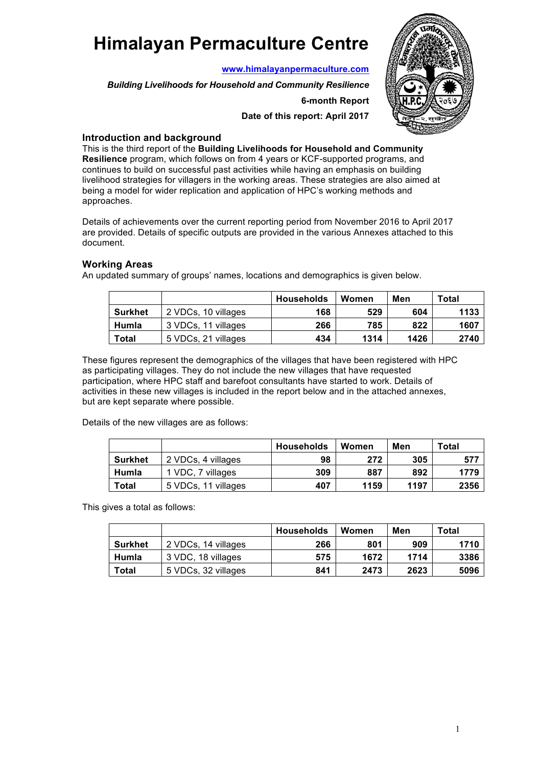# Himalayan Permaculture Centre

www.himalayanpermaculture.com

***Building Livelihoods for Household and Community Resilience***

**6-month Report**

**Date of this report: April 2017**

## Introduction and background

This is the third report of the **Building Livelihoods for Household and Community Resilience** program, which follows on from 4 years or KCF-supported programs, and continues to build on successful past activities while having an emphasis on building livelihood strategies for villagers in the working areas. These strategies are also aimed at being a model for wider replication and application of HPC's working methods and approaches.

Details of achievements over the current reporting period from November 2016 to April 2017 are provided. Details of specific outputs are provided in the various Annexes attached to this document.

## Working Areas

An updated summary of groups' names, locations and demographics is given below.

| | | Households | Women | Men | Total |
|---|---|---|---|---|---|
| **Surkhet** | 2 VDCs, 10 villages | 168 | 529 | 604 | 1133 |
| **Humla** | 3 VDCs, 11 villages | 266 | 785 | 822 | 1607 |
| **Total** | 5 VDCs, 21 villages | 434 | 1314 | 1426 | 2740 |

These figures represent the demographics of the villages that have been registered with HPC as participating villages. They do not include the new villages that have requested participation, where HPC staff and barefoot consultants have started to work. Details of activities in these new villages is included in the report below and in the attached annexes, but are kept separate where possible.

Details of the new villages are as follows:

| | | Households | Women | Men | Total |
|---|---|---|---|---|---|
| **Surkhet** | 2 VDCs, 4 villages | 98 | 272 | 305 | 577 |
| **Humla** | 1 VDC, 7 villages | 309 | 887 | 892 | 1779 |
| **Total** | 5 VDCs, 11 villages | 407 | 1159 | 1197 | 2356 |

This gives a total as follows:

| | | Households | Women | Men | Total |
|---|---|---|---|---|---|
| **Surkhet** | 2 VDCs, 14 villages | 266 | 801 | 909 | 1710 |
| **Humla** | 3 VDC, 18 villages | 575 | 1672 | 1714 | 3386 |
| **Total** | 5 VDCs, 32 villages | 841 | 2473 | 2623 | 5096 |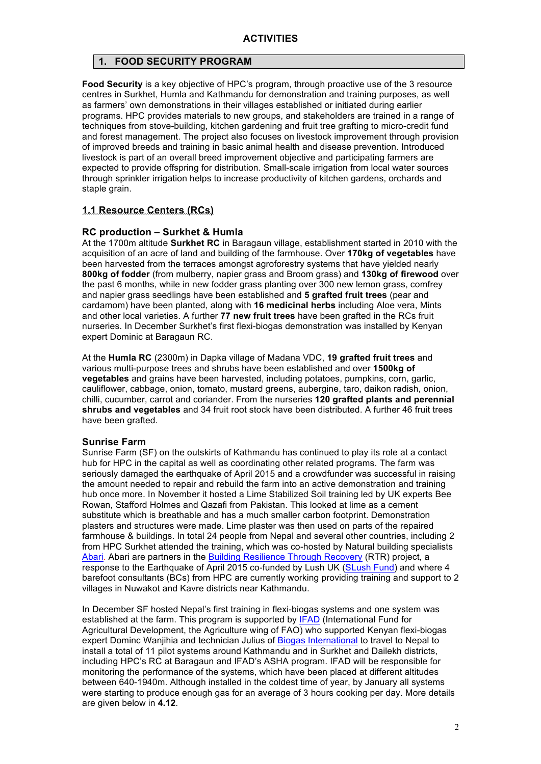# ACTIVITIES

## 1. FOOD SECURITY PROGRAM

**Food Security** is a key objective of HPC's program, through proactive use of the 3 resource centres in Surkhet, Humla and Kathmandu for demonstration and training purposes, as well as farmers' own demonstrations in their villages established or initiated during earlier programs. HPC provides materials to new groups, and stakeholders are trained in a range of techniques from stove-building, kitchen gardening and fruit tree grafting to micro-credit fund and forest management. The project also focuses on livestock improvement through provision of improved breeds and training in basic animal health and disease prevention. Introduced livestock is part of an overall breed improvement objective and participating farmers are expected to provide offspring for distribution. Small-scale irrigation from local water sources through sprinkler irrigation helps to increase productivity of kitchen gardens, orchards and staple grain.

### 1.1 Resource Centers (RCs)

#### RC production – Surkhet & Humla

At the 1700m altitude **Surkhet RC** in Baragaun village, establishment started in 2010 with the acquisition of an acre of land and building of the farmhouse. Over **170kg of vegetables** have been harvested from the terraces amongst agroforestry systems that have yielded nearly **800kg of fodder** (from mulberry, napier grass and Broom grass) and **130kg of firewood** over the past 6 months, while in new fodder grass planting over 300 new lemon grass, comfrey and napier grass seedlings have been established and **5 grafted fruit trees** (pear and cardamom) have been planted, along with **16 medicinal herbs** including Aloe vera, Mints and other local varieties. A further **77 new fruit trees** have been grafted in the RCs fruit nurseries. In December Surkhet's first flexi-biogas demonstration was installed by Kenyan expert Dominic at Baragaun RC.

At the **Humla RC** (2300m) in Dapka village of Madana VDC, **19 grafted fruit trees** and various multi-purpose trees and shrubs have been established and over **1500kg of vegetables** and grains have been harvested, including potatoes, pumpkins, corn, garlic, cauliflower, cabbage, onion, tomato, mustard greens, aubergine, taro, daikon radish, onion, chilli, cucumber, carrot and coriander. From the nurseries **120 grafted plants and perennial shrubs and vegetables** and 34 fruit root stock have been distributed. A further 46 fruit trees have been grafted.

#### Sunrise Farm

Sunrise Farm (SF) on the outskirts of Kathmandu has continued to play its role at a contact hub for HPC in the capital as well as coordinating other related programs. The farm was seriously damaged the earthquake of April 2015 and a crowdfunder was successful in raising the amount needed to repair and rebuild the farm into an active demonstration and training hub once more. In November it hosted a Lime Stabilized Soil training led by UK experts Bee Rowan, Stafford Holmes and Qazafi from Pakistan. This looked at lime as a cement substitute which is breathable and has a much smaller carbon footprint. Demonstration plasters and structures were made. Lime plaster was then used on parts of the repaired farmhouse & buildings. In total 24 people from Nepal and several other countries, including 2 from HPC Surkhet attended the training, which was co-hosted by Natural building specialists Abari. Abari are partners in the Building Resilience Through Recovery (RTR) project, a response to the Earthquake of April 2015 co-funded by Lush UK (SLush Fund) and where 4 barefoot consultants (BCs) from HPC are currently working providing training and support to 2 villages in Nuwakot and Kavre districts near Kathmandu.

In December SF hosted Nepal's first training in flexi-biogas systems and one system was established at the farm. This program is supported by IFAD (International Fund for Agricultural Development, the Agriculture wing of FAO) who supported Kenyan flexi-biogas expert Dominc Wanjihia and technician Julius of Biogas International to travel to Nepal to install a total of 11 pilot systems around Kathmandu and in Surkhet and Dailekh districts, including HPC's RC at Baragaun and IFAD's ASHA program. IFAD will be responsible for monitoring the performance of the systems, which have been placed at different altitudes between 640-1940m. Although installed in the coldest time of year, by January all systems were starting to produce enough gas for an average of 3 hours cooking per day. More details are given below in **4.12**.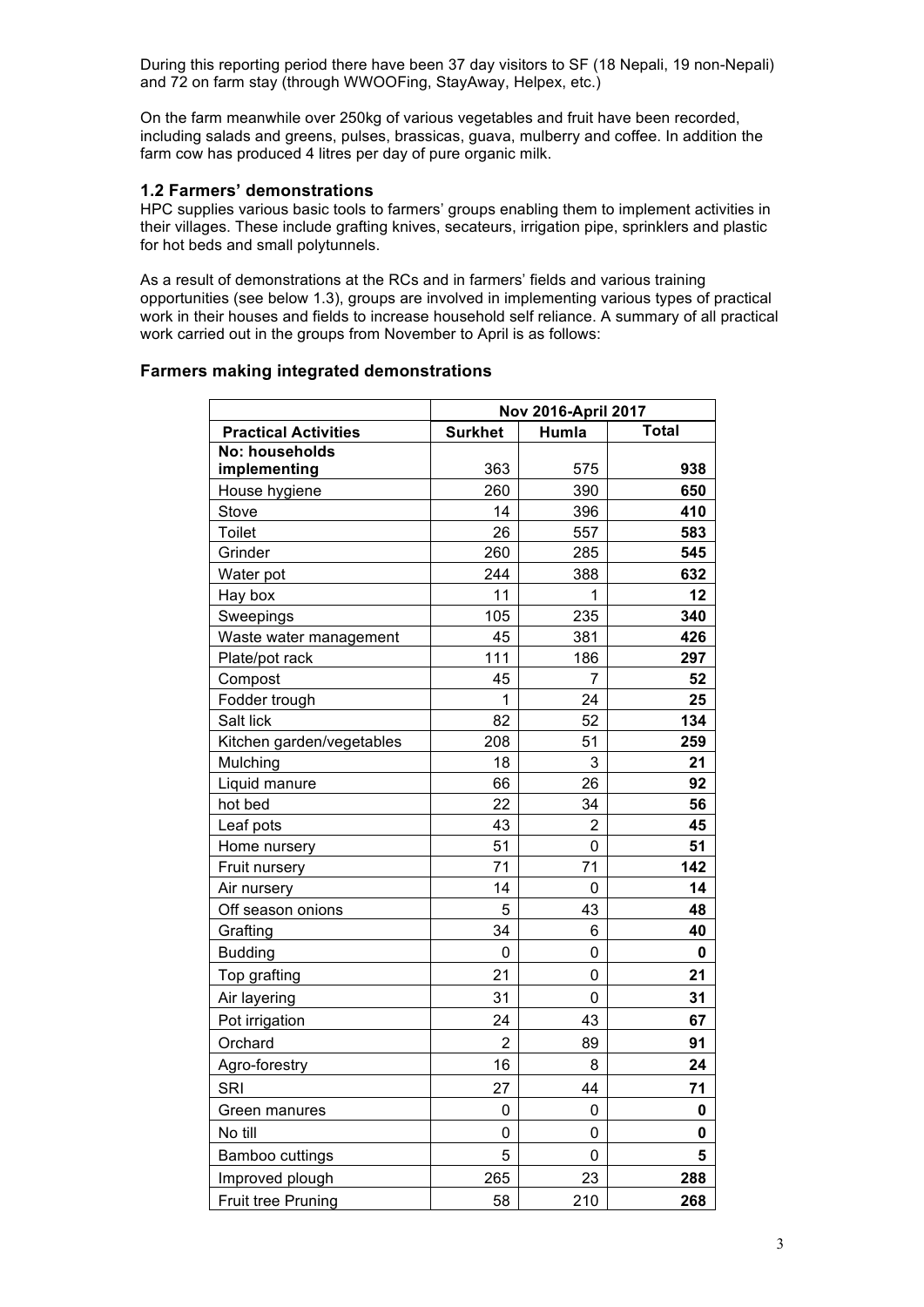During this reporting period there have been 37 day visitors to SF (18 Nepali, 19 non-Nepali) and 72 on farm stay (through WWOOFing, StayAway, Helpex, etc.)

On the farm meanwhile over 250kg of various vegetables and fruit have been recorded, including salads and greens, pulses, brassicas, guava, mulberry and coffee. In addition the farm cow has produced 4 litres per day of pure organic milk.

### 1.2 Farmers' demonstrations

HPC supplies various basic tools to farmers' groups enabling them to implement activities in their villages. These include grafting knives, secateurs, irrigation pipe, sprinklers and plastic for hot beds and small polytunnels.

As a result of demonstrations at the RCs and in farmers' fields and various training opportunities (see below 1.3), groups are involved in implementing various types of practical work in their houses and fields to increase household self reliance. A summary of all practical work carried out in the groups from November to April is as follows:

### Farmers making integrated demonstrations

| | Nov 2016-April 2017 | | |
|---|---|---|---|
| **Practical Activities** | **Surkhet** | **Humla** | **Total** |
| **No: households implementing** | 363 | 575 | **938** |
| House hygiene | 260 | 390 | **650** |
| Stove | 14 | 396 | **410** |
| Toilet | 26 | 557 | **583** |
| Grinder | 260 | 285 | **545** |
| Water pot | 244 | 388 | **632** |
| Hay box | 11 | 1 | **12** |
| Sweepings | 105 | 235 | **340** |
| Waste water management | 45 | 381 | **426** |
| Plate/pot rack | 111 | 186 | **297** |
| Compost | 45 | 7 | **52** |
| Fodder trough | 1 | 24 | **25** |
| Salt lick | 82 | 52 | **134** |
| Kitchen garden/vegetables | 208 | 51 | **259** |
| Mulching | 18 | 3 | **21** |
| Liquid manure | 66 | 26 | **92** |
| hot bed | 22 | 34 | **56** |
| Leaf pots | 43 | 2 | **45** |
| Home nursery | 51 | 0 | **51** |
| Fruit nursery | 71 | 71 | **142** |
| Air nursery | 14 | 0 | **14** |
| Off season onions | 5 | 43 | **48** |
| Grafting | 34 | 6 | **40** |
| Budding | 0 | 0 | **0** |
| Top grafting | 21 | 0 | **21** |
| Air layering | 31 | 0 | **31** |
| Pot irrigation | 24 | 43 | **67** |
| Orchard | 2 | 89 | **91** |
| Agro-forestry | 16 | 8 | **24** |
| SRI | 27 | 44 | **71** |
| Green manures | 0 | 0 | **0** |
| No till | 0 | 0 | **0** |
| Bamboo cuttings | 5 | 0 | **5** |
| Improved plough | 265 | 23 | **288** |
| Fruit tree Pruning | 58 | 210 | **268** |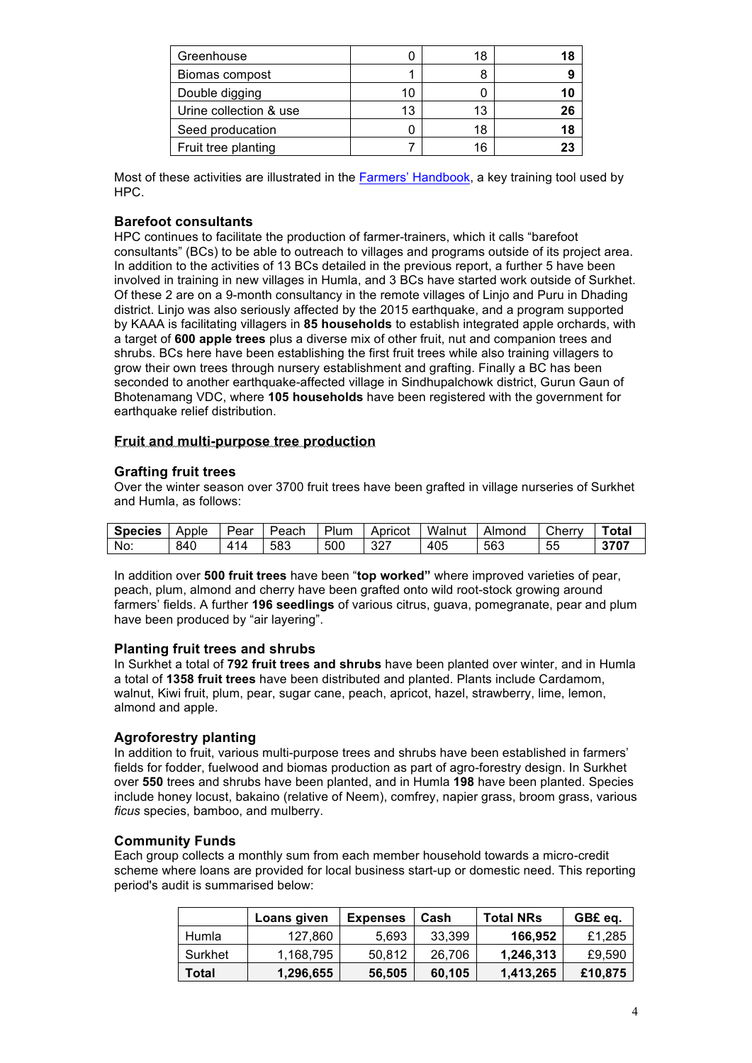| | | | |
|---|---|---|---|
| Greenhouse | 0 | 18 | **18** |
| Biomas compost | 1 | 8 | **9** |
| Double digging | 10 | 0 | **10** |
| Urine collection & use | 13 | 13 | **26** |
| Seed producation | 0 | 18 | **18** |
| Fruit tree planting | 7 | 16 | **23** |

Most of these activities are illustrated in the Farmers' Handbook, a key training tool used by HPC.

### Barefoot consultants

HPC continues to facilitate the production of farmer-trainers, which it calls "barefoot consultants" (BCs) to be able to outreach to villages and programs outside of its project area. In addition to the activities of 13 BCs detailed in the previous report, a further 5 have been involved in training in new villages in Humla, and 3 BCs have started work outside of Surkhet. Of these 2 are on a 9-month consultancy in the remote villages of Linjo and Puru in Dhading district. Linjo was also seriously affected by the 2015 earthquake, and a program supported by KAAA is facilitating villagers in **85 households** to establish integrated apple orchards, with a target of **600 apple trees** plus a diverse mix of other fruit, nut and companion trees and shrubs. BCs here have been establishing the first fruit trees while also training villagers to grow their own trees through nursery establishment and grafting. Finally a BC has been seconded to another earthquake-affected village in Sindhupalchowk district, Gurun Gaun of Bhotenamang VDC, where **105 households** have been registered with the government for earthquake relief distribution.

## Fruit and multi-purpose tree production

### Grafting fruit trees

Over the winter season over 3700 fruit trees have been grafted in village nurseries of Surkhet and Humla, as follows:

| **Species** | Apple | Pear | Peach | Plum | Apricot | Walnut | Almond | Cherry | **Total** |
|---|---|---|---|---|---|---|---|---|---|
| No: | 840 | 414 | 583 | 500 | 327 | 405 | 563 | 55 | **3707** |

In addition over **500 fruit trees** have been "**top worked"** where improved varieties of pear, peach, plum, almond and cherry have been grafted onto wild root-stock growing around farmers' fields. A further **196 seedlings** of various citrus, guava, pomegranate, pear and plum have been produced by "air layering".

### Planting fruit trees and shrubs

In Surkhet a total of **792 fruit trees and shrubs** have been planted over winter, and in Humla a total of **1358 fruit trees** have been distributed and planted. Plants include Cardamom, walnut, Kiwi fruit, plum, pear, sugar cane, peach, apricot, hazel, strawberry, lime, lemon, almond and apple.

### Agroforestry planting

In addition to fruit, various multi-purpose trees and shrubs have been established in farmers' fields for fodder, fuelwood and biomas production as part of agro-forestry design. In Surkhet over **550** trees and shrubs have been planted, and in Humla **198** have been planted. Species include honey locust, bakaino (relative of Neem), comfrey, napier grass, broom grass, various *ficus* species, bamboo, and mulberry.

### Community Funds

Each group collects a monthly sum from each member household towards a micro-credit scheme where loans are provided for local business start-up or domestic need. This reporting period's audit is summarised below:

| | **Loans given** | **Expenses** | **Cash** | **Total NRs** | **GB£ eq.** |
|---|---|---|---|---|---|
| Humla | 127,860 | 5,693 | 33,399 | **166,952** | £1,285 |
| Surkhet | 1,168,795 | 50,812 | 26,706 | **1,246,313** | £9,590 |
| **Total** | **1,296,655** | **56,505** | **60,105** | **1,413,265** | **£10,875** |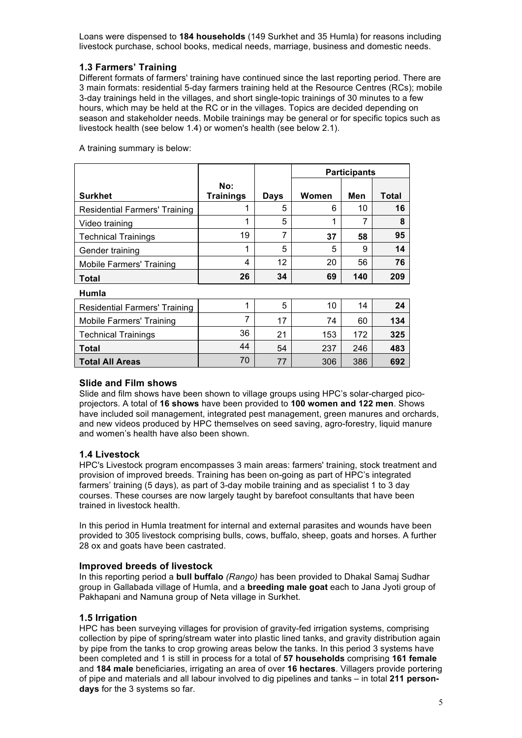Loans were dispensed to **184 households** (149 Surkhet and 35 Humla) for reasons including livestock purchase, school books, medical needs, marriage, business and domestic needs.

### 1.3 Farmers' Training

Different formats of farmers' training have continued since the last reporting period. There are 3 main formats: residential 5-day farmers training held at the Resource Centres (RCs); mobile 3-day trainings held in the villages, and short single-topic trainings of 30 minutes to a few hours, which may be held at the RC or in the villages. Topics are decided depending on season and stakeholder needs. Mobile trainings may be general or for specific topics such as livestock health (see below 1.4) or women's health (see below 2.1).

A training summary is below:

| | | | Participants | | |
|---|---|---|---|---|---|
| **Surkhet** | **No: Trainings** | **Days** | **Women** | **Men** | **Total** |
| Residential Farmers' Training | 1 | 5 | 6 | 10 | **16** |
| Video training | 1 | 5 | 1 | 7 | **8** |
| Technical Trainings | 19 | 7 | **37** | **58** | **95** |
| Gender training | 1 | 5 | 5 | 9 | **14** |
| Mobile Farmers' Training | 4 | 12 | 20 | 56 | **76** |
| **Total** | **26** | **34** | **69** | **140** | **209** |
| **Humla** | | | | | |
| Residential Farmers' Training | 1 | 5 | 10 | 14 | **24** |
| Mobile Farmers' Training | 7 | 17 | 74 | 60 | **134** |
| Technical Trainings | 36 | 21 | 153 | 172 | **325** |
| **Total** | 44 | 54 | 237 | 246 | **483** |
| **Total All Areas** | 70 | 77 | 306 | 386 | **692** |

#### Slide and Film shows

Slide and film shows have been shown to village groups using HPC's solar-charged pico-projectors. A total of **16 shows** have been provided to **100 women and 122 men**. Shows have included soil management, integrated pest management, green manures and orchards, and new videos produced by HPC themselves on seed saving, agro-forestry, liquid manure and women's health have also been shown.

### 1.4 Livestock

HPC's Livestock program encompasses 3 main areas: farmers' training, stock treatment and provision of improved breeds. Training has been on-going as part of HPC's integrated farmers' training (5 days), as part of 3-day mobile training and as specialist 1 to 3 day courses. These courses are now largely taught by barefoot consultants that have been trained in livestock health.

In this period in Humla treatment for internal and external parasites and wounds have been provided to 305 livestock comprising bulls, cows, buffalo, sheep, goats and horses. A further 28 ox and goats have been castrated.

#### Improved breeds of livestock

In this reporting period a **bull buffalo** *(Rango)* has been provided to Dhakal Samaj Sudhar group in Gallabada village of Humla, and a **breeding male goat** each to Jana Jyoti group of Pakhapani and Namuna group of Neta village in Surkhet.

### 1.5 Irrigation

HPC has been surveying villages for provision of gravity-fed irrigation systems, comprising collection by pipe of spring/stream water into plastic lined tanks, and gravity distribution again by pipe from the tanks to crop growing areas below the tanks. In this period 3 systems have been completed and 1 is still in process for a total of **57 households** comprising **161 female** and **184 male** beneficiaries, irrigating an area of over **16 hectares**. Villagers provide portering of pipe and materials and all labour involved to dig pipelines and tanks – in total **211 person-days** for the 3 systems so far.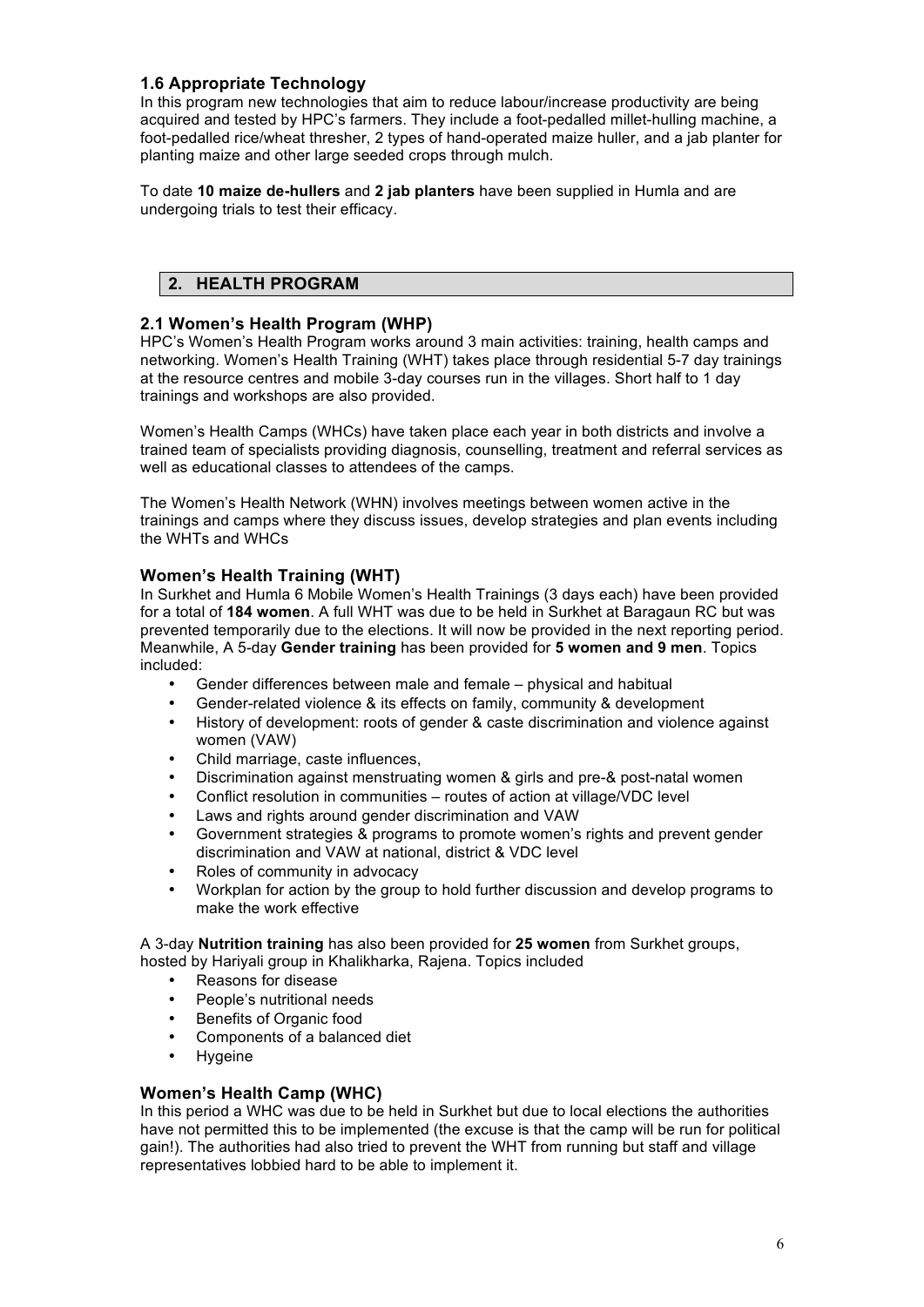### 1.6 Appropriate Technology

In this program new technologies that aim to reduce labour/increase productivity are being acquired and tested by HPC's farmers. They include a foot-pedalled millet-hulling machine, a foot-pedalled rice/wheat thresher, 2 types of hand-operated maize huller, and a jab planter for planting maize and other large seeded crops through mulch.

To date **10 maize de-hullers** and **2 jab planters** have been supplied in Humla and are undergoing trials to test their efficacy.

## 2. HEALTH PROGRAM

### 2.1 Women's Health Program (WHP)

HPC's Women's Health Program works around 3 main activities: training, health camps and networking. Women's Health Training (WHT) takes place through residential 5-7 day trainings at the resource centres and mobile 3-day courses run in the villages. Short half to 1 day trainings and workshops are also provided.

Women's Health Camps (WHCs) have taken place each year in both districts and involve a trained team of specialists providing diagnosis, counselling, treatment and referral services as well as educational classes to attendees of the camps.

The Women's Health Network (WHN) involves meetings between women active in the trainings and camps where they discuss issues, develop strategies and plan events including the WHTs and WHCs

### Women's Health Training (WHT)

In Surkhet and Humla 6 Mobile Women's Health Trainings (3 days each) have been provided for a total of **184 women**. A full WHT was due to be held in Surkhet at Baragaun RC but was prevented temporarily due to the elections. It will now be provided in the next reporting period. Meanwhile, A 5-day **Gender training** has been provided for **5 women and 9 men**. Topics included:

- Gender differences between male and female – physical and habitual
- Gender-related violence & its effects on family, community & development
- History of development: roots of gender & caste discrimination and violence against women (VAW)
- Child marriage, caste influences,
- Discrimination against menstruating women & girls and pre-& post-natal women
- Conflict resolution in communities – routes of action at village/VDC level
- Laws and rights around gender discrimination and VAW
- Government strategies & programs to promote women's rights and prevent gender discrimination and VAW at national, district & VDC level
- Roles of community in advocacy
- Workplan for action by the group to hold further discussion and develop programs to make the work effective

A 3-day **Nutrition training** has also been provided for **25 women** from Surkhet groups, hosted by Hariyali group in Khalikharka, Rajena. Topics included

- Reasons for disease
- People's nutritional needs
- Benefits of Organic food
- Components of a balanced diet
- Hygeine

### Women's Health Camp (WHC)

In this period a WHC was due to be held in Surkhet but due to local elections the authorities have not permitted this to be implemented (the excuse is that the camp will be run for political gain!). The authorities had also tried to prevent the WHT from running but staff and village representatives lobbied hard to be able to implement it.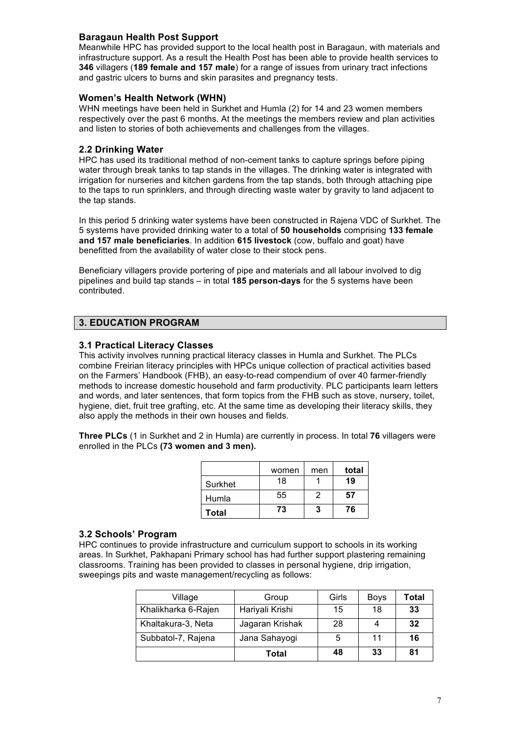### Baragaun Health Post Support

Meanwhile HPC has provided support to the local health post in Baragaun, with materials and infrastructure support. As a result the Health Post has been able to provide health services to **346** villagers (**189 female and 157 male**) for a range of issues from urinary tract infections and gastric ulcers to burns and skin parasites and pregnancy tests.

### Women's Health Network (WHN)

WHN meetings have been held in Surkhet and Humla (2) for 14 and 23 women members respectively over the past 6 months. At the meetings the members review and plan activities and listen to stories of both achievements and challenges from the villages.

### 2.2 Drinking Water

HPC has used its traditional method of non-cement tanks to capture springs before piping water through break tanks to tap stands in the villages. The drinking water is integrated with irrigation for nurseries and kitchen gardens from the tap stands, both through attaching pipe to the taps to run sprinklers, and through directing waste water by gravity to land adjacent to the tap stands.

In this period 5 drinking water systems have been constructed in Rajena VDC of Surkhet. The 5 systems have provided drinking water to a total of **50 households** comprising **133 female and 157 male beneficiaries**. In addition **615 livestock** (cow, buffalo and goat) have benefitted from the availability of water close to their stock pens.

Beneficiary villagers provide portering of pipe and materials and all labour involved to dig pipelines and build tap stands – in total **185 person-days** for the 5 systems have been contributed.

## 3. EDUCATION PROGRAM

### 3.1 Practical Literacy Classes

This activity involves running practical literacy classes in Humla and Surkhet. The PLCs combine Freirian literacy principles with HPCs unique collection of practical activities based on the Farmers' Handbook (FHB), an easy-to-read compendium of over 40 farmer-friendly methods to increase domestic household and farm productivity. PLC participants learn letters and words, and later sentences, that form topics from the FHB such as stove, nursery, toilet, hygiene, diet, fruit tree grafting, etc. At the same time as developing their literacy skills, they also apply the methods in their own houses and fields.

**Three PLCs** (1 in Surkhet and 2 in Humla) are currently in process. In total **76** villagers were enrolled in the PLCs **(73 women and 3 men).**

| | women | men | total |
|---|---|---|---|
| Surkhet | 18 | 1 | **19** |
| Humla | 55 | 2 | **57** |
| **Total** | **73** | **3** | **76** |

### 3.2 Schools' Program

HPC continues to provide infrastructure and curriculum support to schools in its working areas. In Surkhet, Pakhapani Primary school has had further support plastering remaining classrooms. Training has been provided to classes in personal hygiene, drip irrigation, sweepings pits and waste management/recycling as follows:

| Village | Group | Girls | Boys | Total |
|---|---|---|---|---|
| Khalikharka 6-Rajen | Hariyali Krishi | 15 | 18 | **33** |
| Khaltakura-3, Neta | Jagaran Krishak | 28 | 4 | **32** |
| Subbatol-7, Rajena | Jana Sahayogi | 5 | 11 | **16** |
| | **Total** | **48** | **33** | **81** |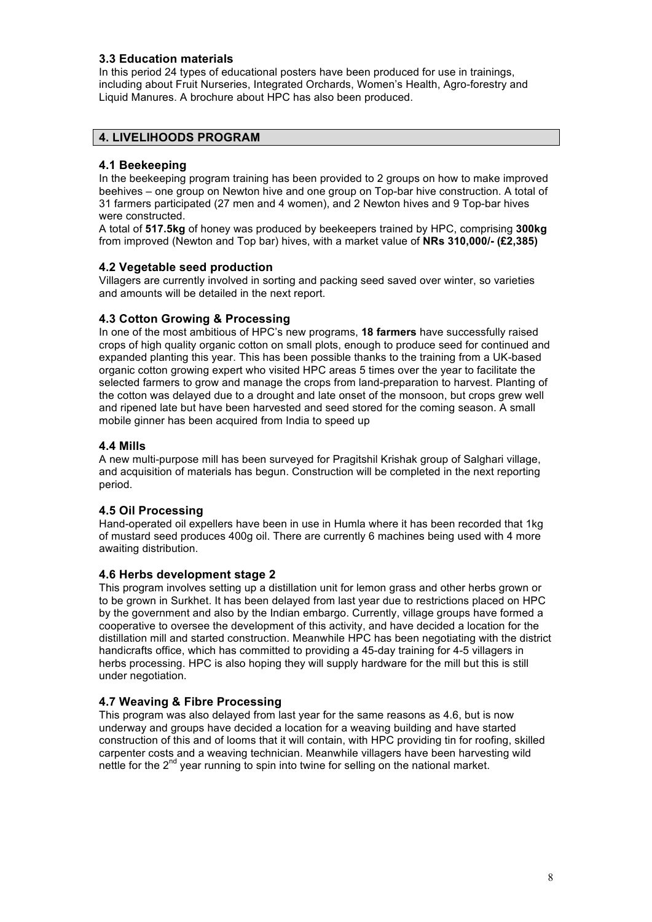### 3.3 Education materials

In this period 24 types of educational posters have been produced for use in trainings, including about Fruit Nurseries, Integrated Orchards, Women's Health, Agro-forestry and Liquid Manures. A brochure about HPC has also been produced.

## 4. LIVELIHOODS PROGRAM

### 4.1 Beekeeping

In the beekeeping program training has been provided to 2 groups on how to make improved beehives – one group on Newton hive and one group on Top-bar hive construction. A total of 31 farmers participated (27 men and 4 women), and 2 Newton hives and 9 Top-bar hives were constructed.

A total of **517.5kg** of honey was produced by beekeepers trained by HPC, comprising **300kg** from improved (Newton and Top bar) hives, with a market value of **NRs 310,000/- (£2,385)**

### 4.2 Vegetable seed production

Villagers are currently involved in sorting and packing seed saved over winter, so varieties and amounts will be detailed in the next report.

### 4.3 Cotton Growing & Processing

In one of the most ambitious of HPC's new programs, **18 farmers** have successfully raised crops of high quality organic cotton on small plots, enough to produce seed for continued and expanded planting this year. This has been possible thanks to the training from a UK-based organic cotton growing expert who visited HPC areas 5 times over the year to facilitate the selected farmers to grow and manage the crops from land-preparation to harvest. Planting of the cotton was delayed due to a drought and late onset of the monsoon, but crops grew well and ripened late but have been harvested and seed stored for the coming season. A small mobile ginner has been acquired from India to speed up

### 4.4 Mills

A new multi-purpose mill has been surveyed for Pragitshil Krishak group of Salghari village, and acquisition of materials has begun. Construction will be completed in the next reporting period.

### 4.5 Oil Processing

Hand-operated oil expellers have been in use in Humla where it has been recorded that 1kg of mustard seed produces 400g oil. There are currently 6 machines being used with 4 more awaiting distribution.

### 4.6 Herbs development stage 2

This program involves setting up a distillation unit for lemon grass and other herbs grown or to be grown in Surkhet. It has been delayed from last year due to restrictions placed on HPC by the government and also by the Indian embargo. Currently, village groups have formed a cooperative to oversee the development of this activity, and have decided a location for the distillation mill and started construction. Meanwhile HPC has been negotiating with the district handicrafts office, which has committed to providing a 45-day training for 4-5 villagers in herbs processing. HPC is also hoping they will supply hardware for the mill but this is still under negotiation.

### 4.7 Weaving & Fibre Processing

This program was also delayed from last year for the same reasons as 4.6, but is now underway and groups have decided a location for a weaving building and have started construction of this and of looms that it will contain, with HPC providing tin for roofing, skilled carpenter costs and a weaving technician. Meanwhile villagers have been harvesting wild nettle for the 2nd year running to spin into twine for selling on the national market.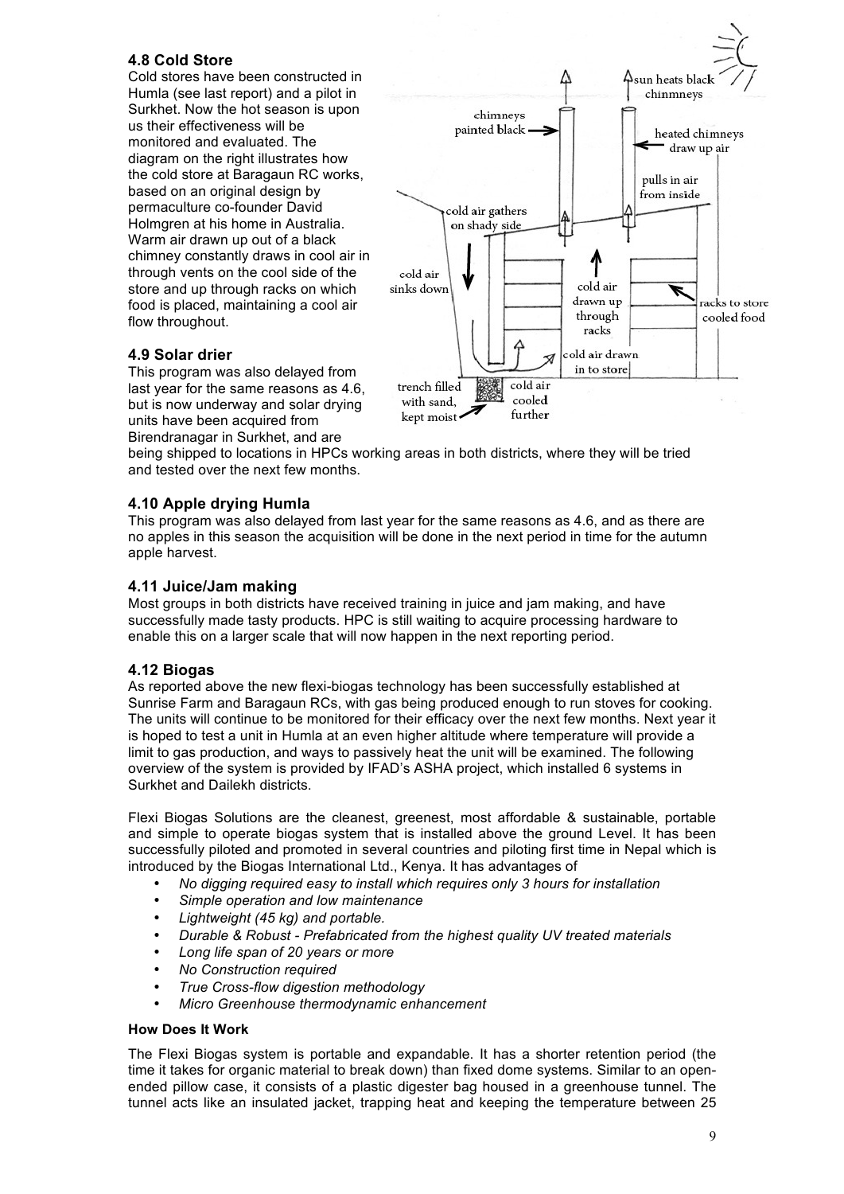### 4.8 Cold Store

Cold stores have been constructed in Humla (see last report) and a pilot in Surkhet. Now the hot season is upon us their effectiveness will be monitored and evaluated. The diagram on the right illustrates how the cold store at Baragaun RC works, based on an original design by permaculture co-founder David Holmgren at his home in Australia. Warm air drawn up out of a black chimney constantly draws in cool air in through vents on the cool side of the store and up through racks on which food is placed, maintaining a cool air flow throughout.

### 4.9 Solar drier

This program was also delayed from last year for the same reasons as 4.6, but is now underway and solar drying units have been acquired from Birendranagar in Surkhet, and are being shipped to locations in HPCs working areas in both districts, where they will be tried and tested over the next few months.

### 4.10 Apple drying Humla

This program was also delayed from last year for the same reasons as 4.6, and as there are no apples in this season the acquisition will be done in the next period in time for the autumn apple harvest.

### 4.11 Juice/Jam making

Most groups in both districts have received training in juice and jam making, and have successfully made tasty products. HPC is still waiting to acquire processing hardware to enable this on a larger scale that will now happen in the next reporting period.

### 4.12 Biogas

As reported above the new flexi-biogas technology has been successfully established at Sunrise Farm and Baragaun RCs, with gas being produced enough to run stoves for cooking. The units will continue to be monitored for their efficacy over the next few months. Next year it is hoped to test a unit in Humla at an even higher altitude where temperature will provide a limit to gas production, and ways to passively heat the unit will be examined. The following overview of the system is provided by IFAD's ASHA project, which installed 6 systems in Surkhet and Dailekh districts.

Flexi Biogas Solutions are the cleanest, greenest, most affordable & sustainable, portable and simple to operate biogas system that is installed above the ground Level. It has been successfully piloted and promoted in several countries and piloting first time in Nepal which is introduced by the Biogas International Ltd., Kenya. It has advantages of

- *No digging required easy to install which requires only 3 hours for installation*
- *Simple operation and low maintenance*
- *Lightweight (45 kg) and portable.*
- *Durable & Robust - Prefabricated from the highest quality UV treated materials*
- *Long life span of 20 years or more*
- *No Construction required*
- *True Cross-flow digestion methodology*
- *Micro Greenhouse thermodynamic enhancement*

#### How Does It Work

The Flexi Biogas system is portable and expandable. It has a shorter retention period (the time it takes for organic material to break down) than fixed dome systems. Similar to an open-ended pillow case, it consists of a plastic digester bag housed in a greenhouse tunnel. The tunnel acts like an insulated jacket, trapping heat and keeping the temperature between 25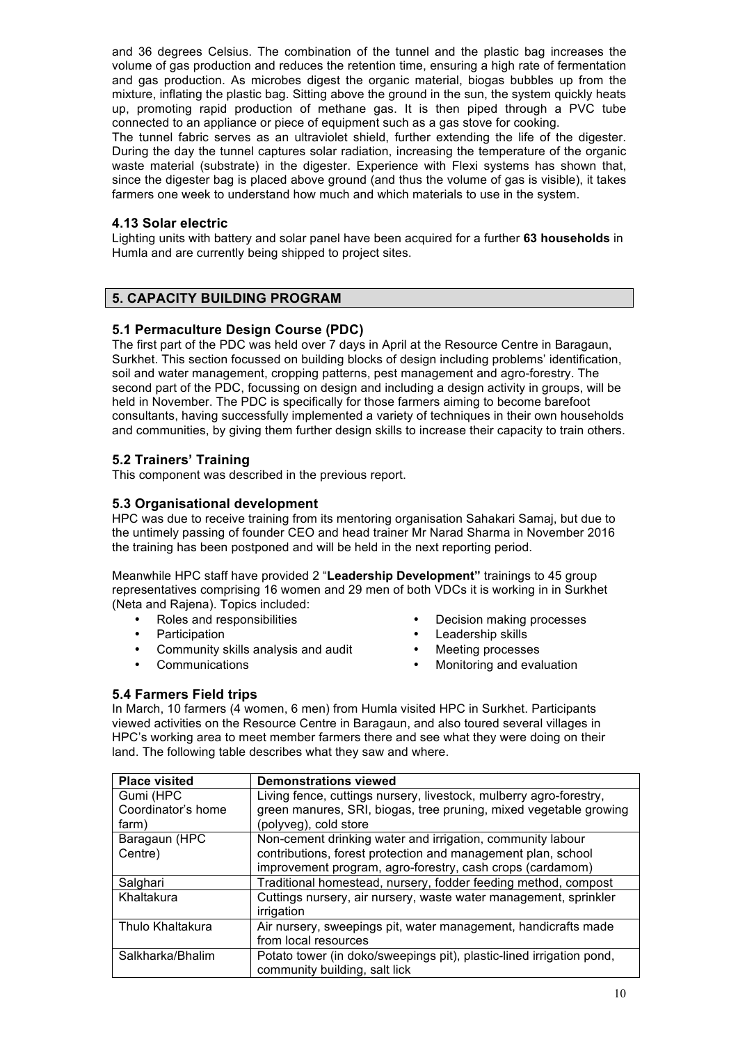and 36 degrees Celsius. The combination of the tunnel and the plastic bag increases the volume of gas production and reduces the retention time, ensuring a high rate of fermentation and gas production. As microbes digest the organic material, biogas bubbles up from the mixture, inflating the plastic bag. Sitting above the ground in the sun, the system quickly heats up, promoting rapid production of methane gas. It is then piped through a PVC tube connected to an appliance or piece of equipment such as a gas stove for cooking.
The tunnel fabric serves as an ultraviolet shield, further extending the life of the digester. During the day the tunnel captures solar radiation, increasing the temperature of the organic waste material (substrate) in the digester. Experience with Flexi systems has shown that, since the digester bag is placed above ground (and thus the volume of gas is visible), it takes farmers one week to understand how much and which materials to use in the system.

### 4.13 Solar electric

Lighting units with battery and solar panel have been acquired for a further **63 households** in Humla and are currently being shipped to project sites.

## 5. CAPACITY BUILDING PROGRAM

### 5.1 Permaculture Design Course (PDC)

The first part of the PDC was held over 7 days in April at the Resource Centre in Baragaun, Surkhet. This section focussed on building blocks of design including problems' identification, soil and water management, cropping patterns, pest management and agro-forestry. The second part of the PDC, focussing on design and including a design activity in groups, will be held in November. The PDC is specifically for those farmers aiming to become barefoot consultants, having successfully implemented a variety of techniques in their own households and communities, by giving them further design skills to increase their capacity to train others.

### 5.2 Trainers' Training

This component was described in the previous report.

### 5.3 Organisational development

HPC was due to receive training from its mentoring organisation Sahakari Samaj, but due to the untimely passing of founder CEO and head trainer Mr Narad Sharma in November 2016 the training has been postponed and will be held in the next reporting period.

Meanwhile HPC staff have provided 2 "**Leadership Development"** trainings to 45 group representatives comprising 16 women and 29 men of both VDCs it is working in in Surkhet (Neta and Rajena). Topics included:

- Roles and responsibilities
- Participation
- Community skills analysis and audit
- Communications
- Decision making processes
- Leadership skills
- Meeting processes
- Monitoring and evaluation

### 5.4 Farmers Field trips

In March, 10 farmers (4 women, 6 men) from Humla visited HPC in Surkhet. Participants viewed activities on the Resource Centre in Baragaun, and also toured several villages in HPC's working area to meet member farmers there and see what they were doing on their land. The following table describes what they saw and where.

| Place visited | Demonstrations viewed |
|---|---|
| Gumi (HPC Coordinator's home farm) | Living fence, cuttings nursery, livestock, mulberry agro-forestry, green manures, SRI, biogas, tree pruning, mixed vegetable growing (polyveg), cold store |
| Baragaun (HPC Centre) | Non-cement drinking water and irrigation, community labour contributions, forest protection and management plan, school improvement program, agro-forestry, cash crops (cardamom) |
| Salghari | Traditional homestead, nursery, fodder feeding method, compost |
| Khaltakura | Cuttings nursery, air nursery, waste water management, sprinkler irrigation |
| Thulo Khaltakura | Air nursery, sweepings pit, water management, handicrafts made from local resources |
| Salkharka/Bhalim | Potato tower (in doko/sweepings pit), plastic-lined irrigation pond, community building, salt lick |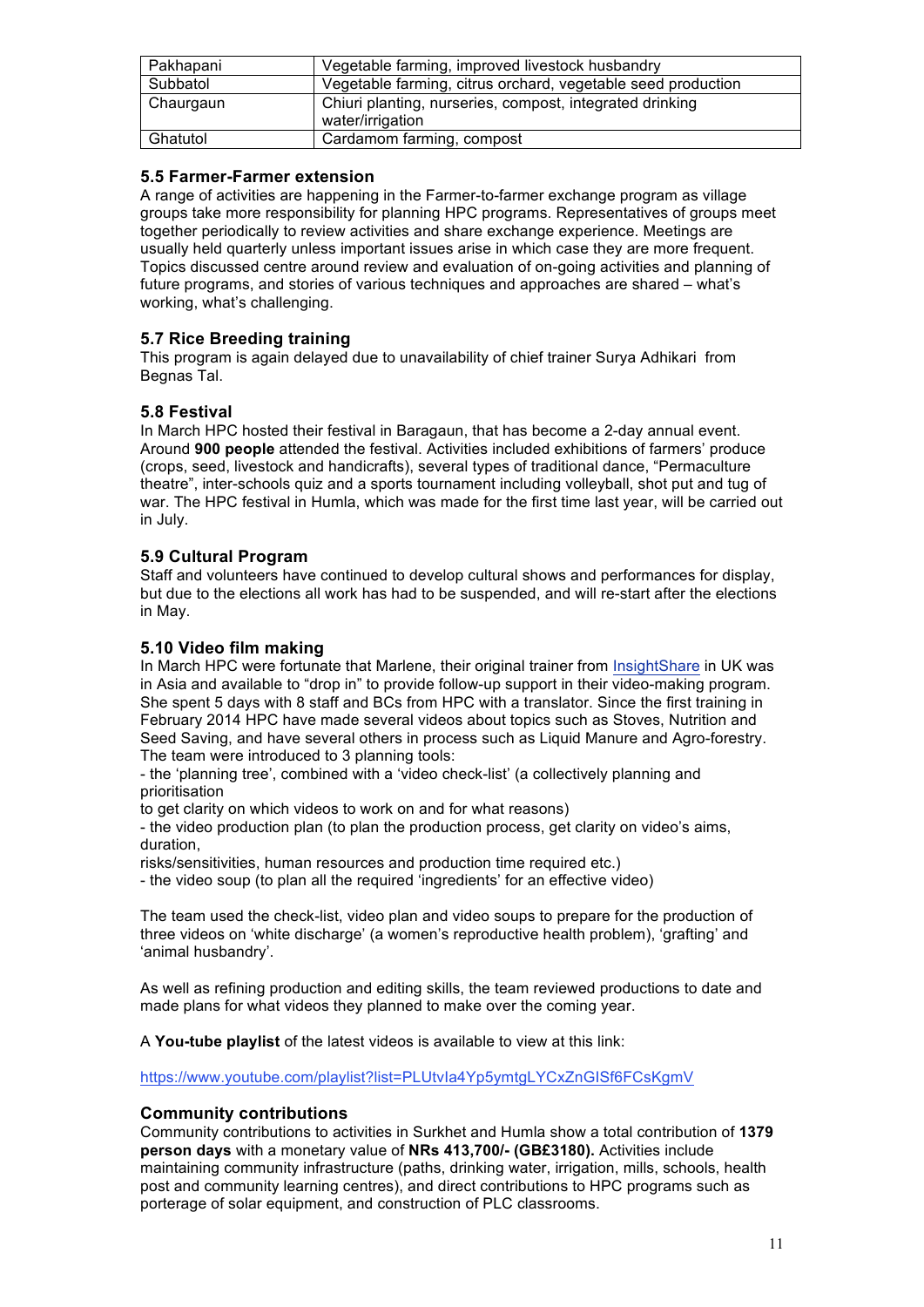| Pakhapani | Vegetable farming, improved livestock husbandry |
|---|---|
| Subbatol | Vegetable farming, citrus orchard, vegetable seed production |
| Chaurgaun | Chiuri planting, nurseries, compost, integrated drinking water/irrigation |
| Ghatutol | Cardamom farming, compost |

### 5.5 Farmer-Farmer extension

A range of activities are happening in the Farmer-to-farmer exchange program as village groups take more responsibility for planning HPC programs. Representatives of groups meet together periodically to review activities and share exchange experience. Meetings are usually held quarterly unless important issues arise in which case they are more frequent. Topics discussed centre around review and evaluation of on-going activities and planning of future programs, and stories of various techniques and approaches are shared – what's working, what's challenging.

### 5.7 Rice Breeding training

This program is again delayed due to unavailability of chief trainer Surya Adhikari from Begnas Tal.

### 5.8 Festival

In March HPC hosted their festival in Baragaun, that has become a 2-day annual event. Around **900 people** attended the festival. Activities included exhibitions of farmers' produce (crops, seed, livestock and handicrafts), several types of traditional dance, "Permaculture theatre", inter-schools quiz and a sports tournament including volleyball, shot put and tug of war. The HPC festival in Humla, which was made for the first time last year, will be carried out in July.

### 5.9 Cultural Program

Staff and volunteers have continued to develop cultural shows and performances for display, but due to the elections all work has had to be suspended, and will re-start after the elections in May.

### 5.10 Video film making

In March HPC were fortunate that Marlene, their original trainer from InsightShare in UK was in Asia and available to "drop in" to provide follow-up support in their video-making program. She spent 5 days with 8 staff and BCs from HPC with a translator. Since the first training in February 2014 HPC have made several videos about topics such as Stoves, Nutrition and Seed Saving, and have several others in process such as Liquid Manure and Agro-forestry. The team were introduced to 3 planning tools:

- the 'planning tree', combined with a 'video check-list' (a collectively planning and prioritisation to get clarity on which videos to work on and for what reasons)
- the video production plan (to plan the production process, get clarity on video's aims, duration, risks/sensitivities, human resources and production time required etc.)
- the video soup (to plan all the required 'ingredients' for an effective video)

The team used the check-list, video plan and video soups to prepare for the production of three videos on 'white discharge' (a women's reproductive health problem), 'grafting' and 'animal husbandry'.

As well as refining production and editing skills, the team reviewed productions to date and made plans for what videos they planned to make over the coming year.

A **You-tube playlist** of the latest videos is available to view at this link:

https://www.youtube.com/playlist?list=PLUtvIa4Yp5ymtgLYCxZnGISf6FCsKgmV

### Community contributions

Community contributions to activities in Surkhet and Humla show a total contribution of **1379 person days** with a monetary value of **NRs 413,700/- (GB£3180).** Activities include maintaining community infrastructure (paths, drinking water, irrigation, mills, schools, health post and community learning centres), and direct contributions to HPC programs such as porterage of solar equipment, and construction of PLC classrooms.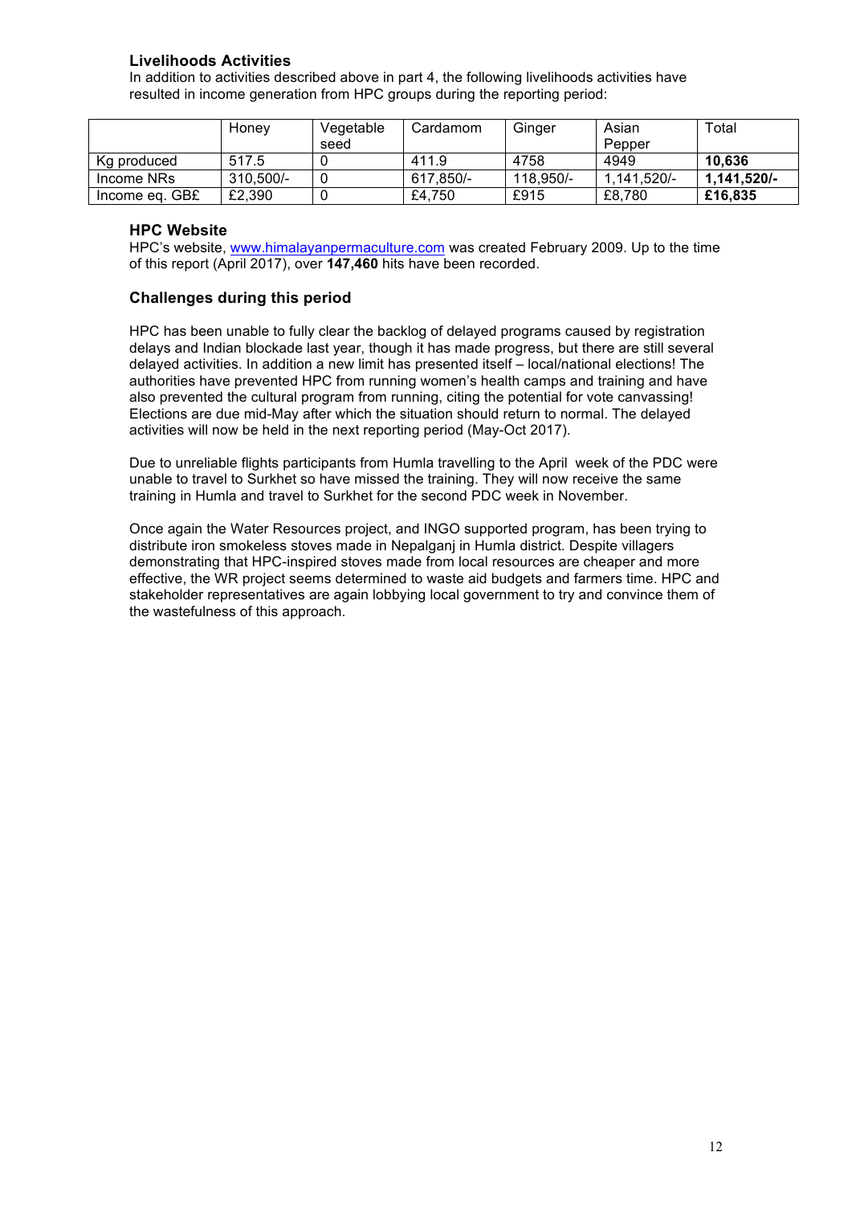### Livelihoods Activities

In addition to activities described above in part 4, the following livelihoods activities have resulted in income generation from HPC groups during the reporting period:

| | Honey | Vegetable seed | Cardamom | Ginger | Asian Pepper | Total |
|---|---|---|---|---|---|---|
| Kg produced | 517.5 | 0 | 411.9 | 4758 | 4949 | **10,636** |
| Income NRs | 310,500/- | 0 | 617,850/- | 118,950/- | 1,141,520/- | **1,141,520/-** |
| Income eq. GB£ | £2,390 | 0 | £4,750 | £915 | £8,780 | **£16,835** |

### HPC Website

HPC's website, www.himalayanpermaculture.com was created February 2009. Up to the time of this report (April 2017), over **147,460** hits have been recorded.

### Challenges during this period

HPC has been unable to fully clear the backlog of delayed programs caused by registration delays and Indian blockade last year, though it has made progress, but there are still several delayed activities. In addition a new limit has presented itself – local/national elections! The authorities have prevented HPC from running women's health camps and training and have also prevented the cultural program from running, citing the potential for vote canvassing! Elections are due mid-May after which the situation should return to normal. The delayed activities will now be held in the next reporting period (May-Oct 2017).

Due to unreliable flights participants from Humla travelling to the April week of the PDC were unable to travel to Surkhet so have missed the training. They will now receive the same training in Humla and travel to Surkhet for the second PDC week in November.

Once again the Water Resources project, and INGO supported program, has been trying to distribute iron smokeless stoves made in Nepalganj in Humla district. Despite villagers demonstrating that HPC-inspired stoves made from local resources are cheaper and more effective, the WR project seems determined to waste aid budgets and farmers time. HPC and stakeholder representatives are again lobbying local government to try and convince them of the wastefulness of this approach.